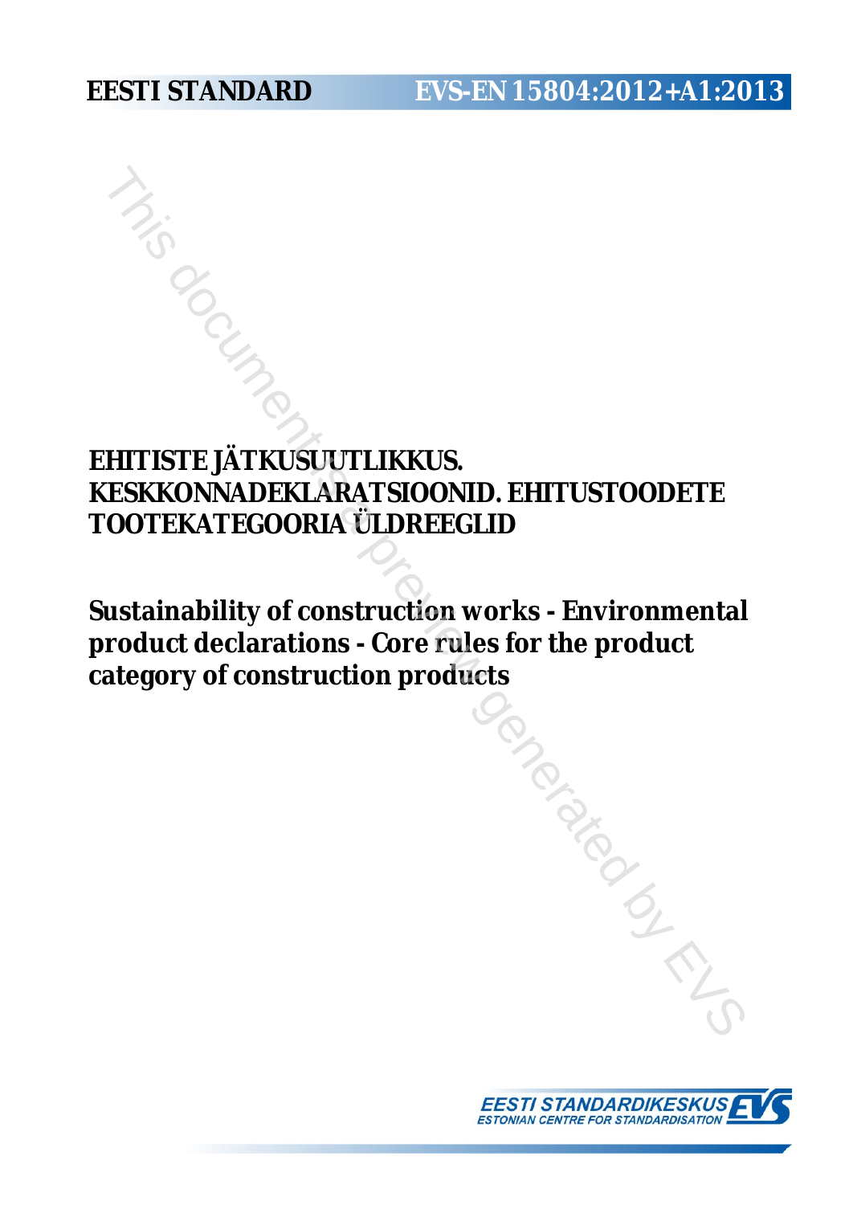EESTI STANDARD EVS-EN 15804:2012+A1:2013

# EHITISTE JÄTKUSUUTLIKKUS. KESKKONNADEKLARATSIOONID. EHITUSTOODETE TOOTEKATEGOORIA ÜLDREEGLID

# Sustainability of construction works - Environmental product declarations - Core rules for the product category of construction products

EESTI STANDARDIKESKUS
ESTONIAN CENTRE FOR STANDARDISATION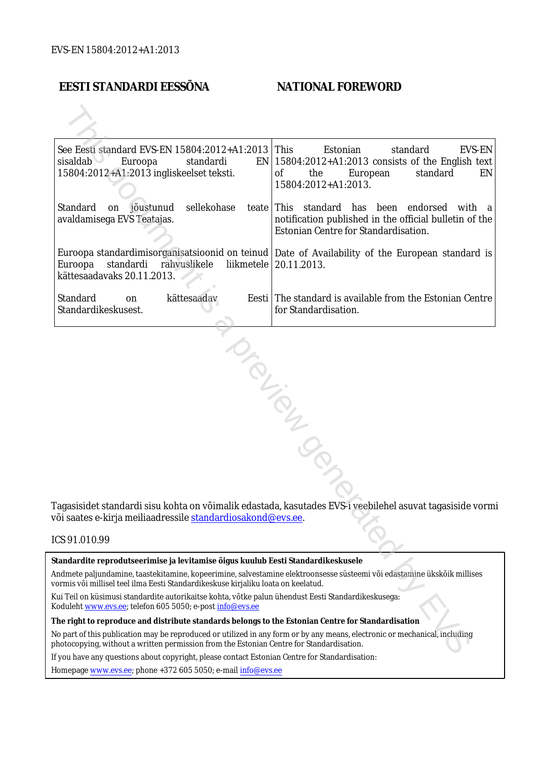EVS-EN 15804:2012+A1:2013

## EESTI STANDARDI EESSÕNA

## NATIONAL FOREWORD

| EESTI STANDARDI EESSÕNA | NATIONAL FOREWORD |
|---|---|
| See Eesti standard EVS-EN 15804:2012+A1:2013 sisaldab Euroopa standardi EN 15804:2012+A1:2013 ingliskeelset teksti. | This Estonian standard EVS-EN 15804:2012+A1:2013 consists of the English text of the European standard EN 15804:2012+A1:2013. |
| Standard on jõustunud sellekohase teate avaldamisega EVS Teatajas. | This standard has been endorsed with a notification published in the official bulletin of the Estonian Centre for Standardisation. |
| Euroopa standardimisorganisatsioonid on teinud Euroopa standardi rahvuslikele liikmetele kättesaadavaks 20.11.2013. | Date of Availability of the European standard is 20.11.2013. |
| Standard on kättesaadav Eesti Standardikeskusest. | The standard is available from the Estonian Centre for Standardisation. |

Tagasisidet standardi sisu kohta on võimalik edastada, kasutades EVS-i veebilehel asuvat tagasiside vormi või saates e-kirja meiliaadressile standardiosakond@evs.ee.

ICS 91.010.99

**Standardite reprodutseerimise ja levitamise õigus kuulub Eesti Standardikeskusele**

Andmete paljundamine, taastekitamine, kopeerimine, salvestamine elektroonsesse süsteemi või edastamine ükskõik millises vormis või millisel teel ilma Eesti Standardikeskuse kirjaliku loata on keelatud.

Kui Teil on küsimusi standardite autorikaitse kohta, võtke palun ühendust Eesti Standardikeskusega:
Koduleht www.evs.ee; telefon 605 5050; e-post info@evs.ee

**The right to reproduce and distribute standards belongs to the Estonian Centre for Standardisation**

No part of this publication may be reproduced or utilized in any form or by any means, electronic or mechanical, including photocopying, without a written permission from the Estonian Centre for Standardisation.

If you have any questions about copyright, please contact Estonian Centre for Standardisation:

Homepage www.evs.ee; phone +372 605 5050; e-mail info@evs.ee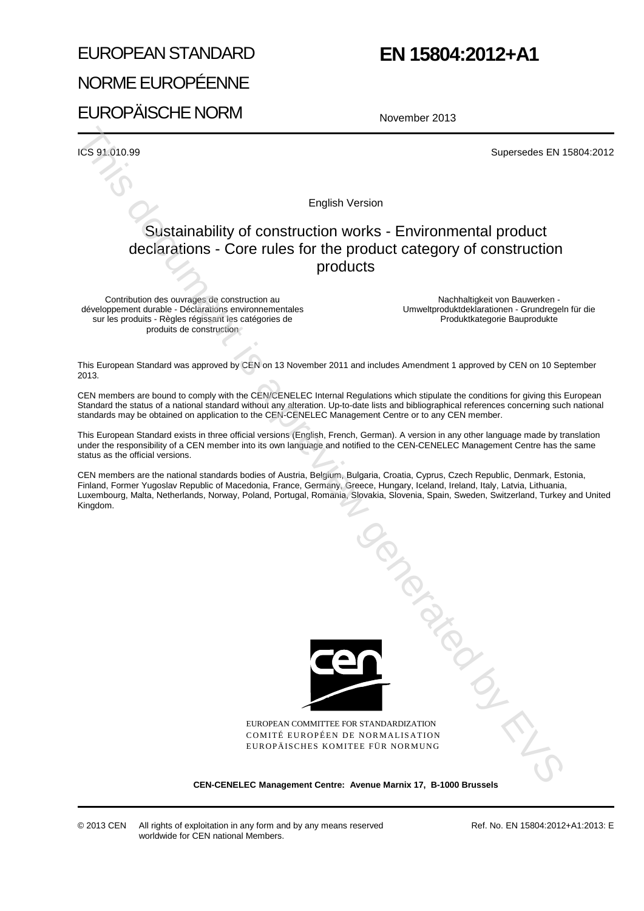EUROPEAN STANDARD

NORME EUROPÉENNE

EUROPÄISCHE NORM

# EN 15804:2012+A1

November 2013

ICS 91.010.99

Supersedes EN 15804:2012

English Version

## Sustainability of construction works - Environmental product declarations - Core rules for the product category of construction products

Contribution des ouvrages de construction au développement durable - Déclarations environnementales sur les produits - Règles régissant les catégories de produits de construction

Nachhaltigkeit von Bauwerken - Umweltproduktdeklarationen - Grundregeln für die Produktkategorie Bauprodukte

This European Standard was approved by CEN on 13 November 2011 and includes Amendment 1 approved by CEN on 10 September 2013.

CEN members are bound to comply with the CEN/CENELEC Internal Regulations which stipulate the conditions for giving this European Standard the status of a national standard without any alteration. Up-to-date lists and bibliographical references concerning such national standards may be obtained on application to the CEN-CENELEC Management Centre or to any CEN member.

This European Standard exists in three official versions (English, French, German). A version in any other language made by translation under the responsibility of a CEN member into its own language and notified to the CEN-CENELEC Management Centre has the same status as the official versions.

CEN members are the national standards bodies of Austria, Belgium, Bulgaria, Croatia, Cyprus, Czech Republic, Denmark, Estonia, Finland, Former Yugoslav Republic of Macedonia, France, Germany, Greece, Hungary, Iceland, Ireland, Italy, Latvia, Lithuania, Luxembourg, Malta, Netherlands, Norway, Poland, Portugal, Romania, Slovakia, Slovenia, Spain, Sweden, Switzerland, Turkey and United Kingdom.

EUROPEAN COMMITTEE FOR STANDARDIZATION
COMITÉ EUROPÉEN DE NORMALISATION
EUROPÄISCHES KOMITEE FÜR NORMUNG

**CEN-CENELEC Management Centre: Avenue Marnix 17, B-1000 Brussels**

© 2013 CEN All rights of exploitation in any form and by any means reserved worldwide for CEN national Members.

Ref. No. EN 15804:2012+A1:2013: E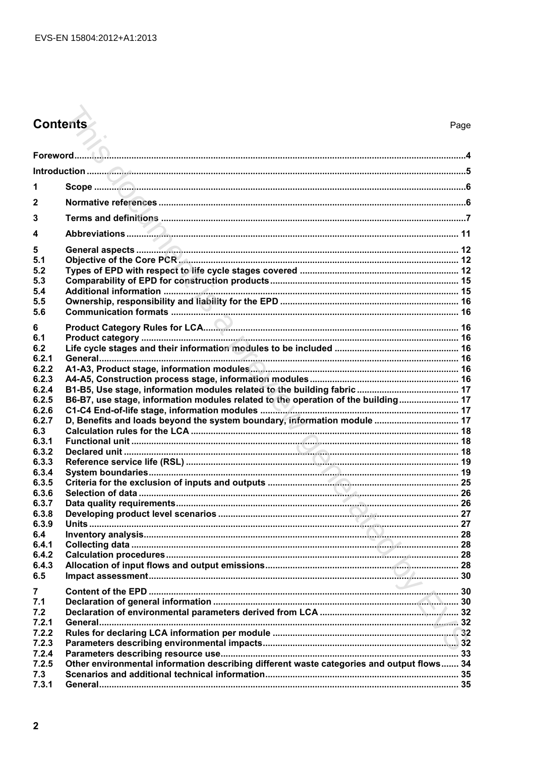# Contents

Page

| | | |
|---|---|---|
| Foreword | | 4 |
| Introduction | | 5 |
| 1 | Scope | 6 |
| 2 | Normative references | 6 |
| 3 | Terms and definitions | 7 |
| 4 | Abbreviations | 11 |
| 5 | General aspects | 12 |
| 5.1 | Objective of the Core PCR | 12 |
| 5.2 | Types of EPD with respect to life cycle stages covered | 12 |
| 5.3 | Comparability of EPD for construction products | 15 |
| 5.4 | Additional information | 15 |
| 5.5 | Ownership, responsibility and liability for the EPD | 16 |
| 5.6 | Communication formats | 16 |
| 6 | Product Category Rules for LCA | 16 |
| 6.1 | Product category | 16 |
| 6.2 | Life cycle stages and their information modules to be included | 16 |
| 6.2.1 | General | 16 |
| 6.2.2 | A1-A3, Product stage, information modules | 16 |
| 6.2.3 | A4-A5, Construction process stage, information modules | 16 |
| 6.2.4 | B1-B5, Use stage, information modules related to the building fabric | 17 |
| 6.2.5 | B6-B7, use stage, information modules related to the operation of the building | 17 |
| 6.2.6 | C1-C4 End-of-life stage, information modules | 17 |
| 6.2.7 | D, Benefits and loads beyond the system boundary, information module | 17 |
| 6.3 | Calculation rules for the LCA | 18 |
| 6.3.1 | Functional unit | 18 |
| 6.3.2 | Declared unit | 18 |
| 6.3.3 | Reference service life (RSL) | 19 |
| 6.3.4 | System boundaries | 19 |
| 6.3.5 | Criteria for the exclusion of inputs and outputs | 25 |
| 6.3.6 | Selection of data | 26 |
| 6.3.7 | Data quality requirements | 26 |
| 6.3.8 | Developing product level scenarios | 27 |
| 6.3.9 | Units | 27 |
| 6.4 | Inventory analysis | 28 |
| 6.4.1 | Collecting data | 28 |
| 6.4.2 | Calculation procedures | 28 |
| 6.4.3 | Allocation of input flows and output emissions | 28 |
| 6.5 | Impact assessment | 30 |
| 7 | Content of the EPD | 30 |
| 7.1 | Declaration of general information | 30 |
| 7.2 | Declaration of environmental parameters derived from LCA | 32 |
| 7.2.1 | General | 32 |
| 7.2.2 | Rules for declaring LCA information per module | 32 |
| 7.2.3 | Parameters describing environmental impacts | 32 |
| 7.2.4 | Parameters describing resource use | 33 |
| 7.2.5 | Other environmental information describing different waste categories and output flows | 34 |
| 7.3 | Scenarios and additional technical information | 35 |
| 7.3.1 | General | 35 |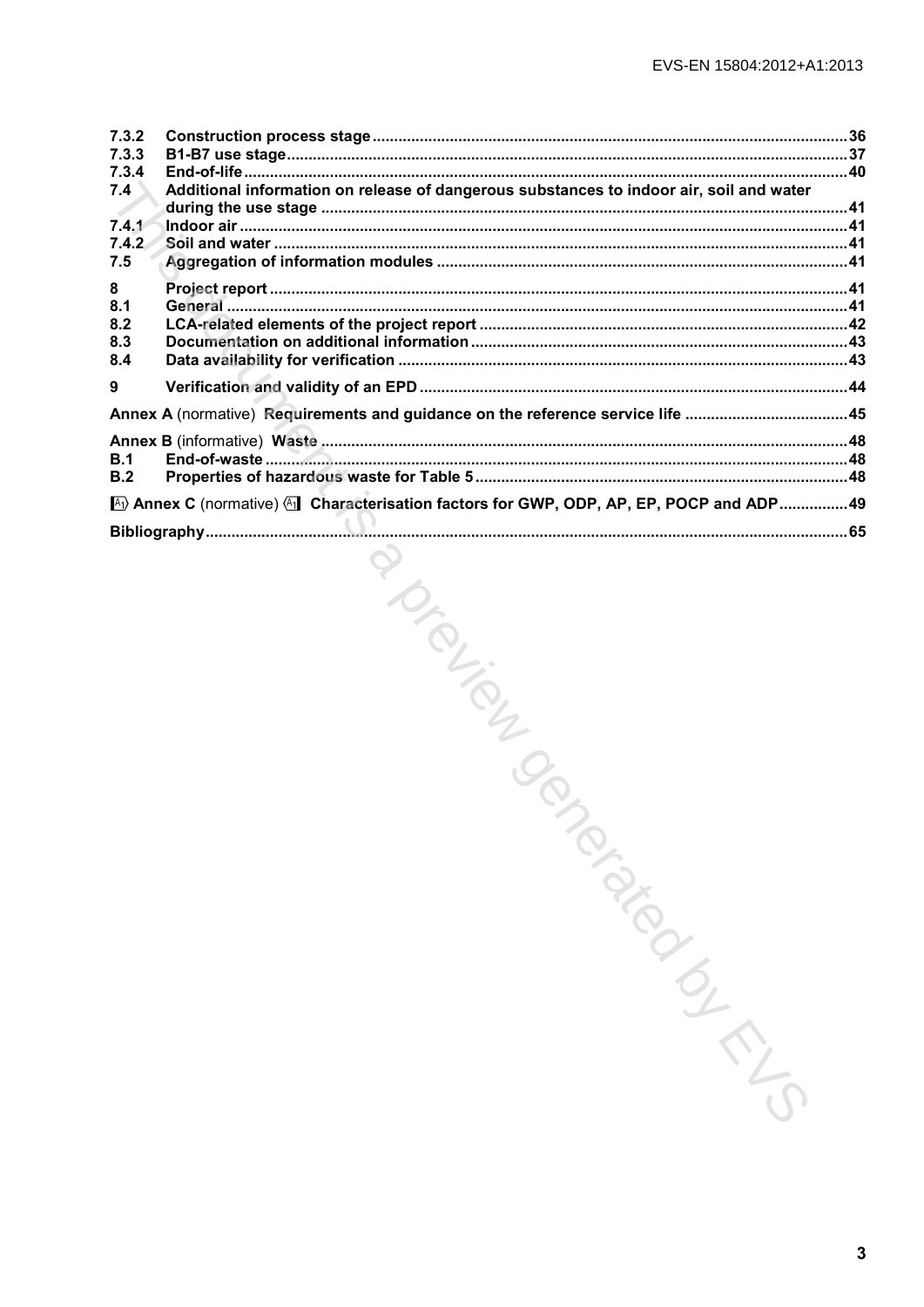| | | |
|---|---|---|
| 7.3.2 | Construction process stage | 36 |
| 7.3.3 | B1-B7 use stage | 37 |
| 7.3.4 | End-of-life | 40 |
| 7.4 | Additional information on release of dangerous substances to indoor air, soil and water during the use stage | 41 |
| 7.4.1 | Indoor air | 41 |
| 7.4.2 | Soil and water | 41 |
| 7.5 | Aggregation of information modules | 41 |
| 8 | Project report | 41 |
| 8.1 | General | 41 |
| 8.2 | LCA-related elements of the project report | 42 |
| 8.3 | Documentation on additional information | 43 |
| 8.4 | Data availability for verification | 43 |
| 9 | Verification and validity of an EPD | 44 |
| Annex A (normative) | Requirements and guidance on the reference service life | 45 |
| Annex B (informative) | Waste | 48 |
| B.1 | End-of-waste | 48 |
| B.2 | Properties of hazardous waste for Table 5 | 48 |
| A1) Annex C (normative) (A1 | Characterisation factors for GWP, ODP, AP, EP, POCP and ADP | 49 |
| Bibliography | | 65 |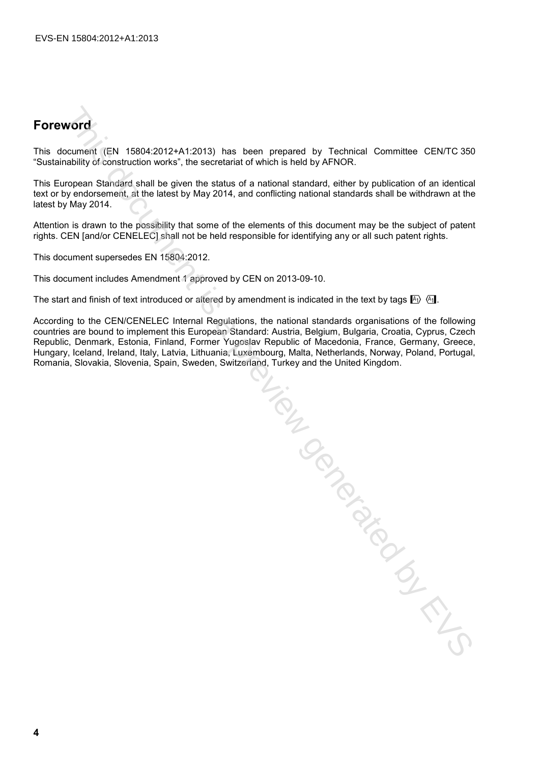# Foreword

This document (EN 15804:2012+A1:2013) has been prepared by Technical Committee CEN/TC 350 "Sustainability of construction works", the secretariat of which is held by AFNOR.

This European Standard shall be given the status of a national standard, either by publication of an identical text or by endorsement, at the latest by May 2014, and conflicting national standards shall be withdrawn at the latest by May 2014.

Attention is drawn to the possibility that some of the elements of this document may be the subject of patent rights. CEN [and/or CENELEC] shall not be held responsible for identifying any or all such patent rights.

This document supersedes EN 15804:2012.

This document includes Amendment 1 approved by CEN on 2013-09-10.

The start and finish of text introduced or altered by amendment is indicated in the text by tags A1) (A1.

According to the CEN/CENELEC Internal Regulations, the national standards organisations of the following countries are bound to implement this European Standard: Austria, Belgium, Bulgaria, Croatia, Cyprus, Czech Republic, Denmark, Estonia, Finland, Former Yugoslav Republic of Macedonia, France, Germany, Greece, Hungary, Iceland, Ireland, Italy, Latvia, Lithuania, Luxembourg, Malta, Netherlands, Norway, Poland, Portugal, Romania, Slovakia, Slovenia, Spain, Sweden, Switzerland, Turkey and the United Kingdom.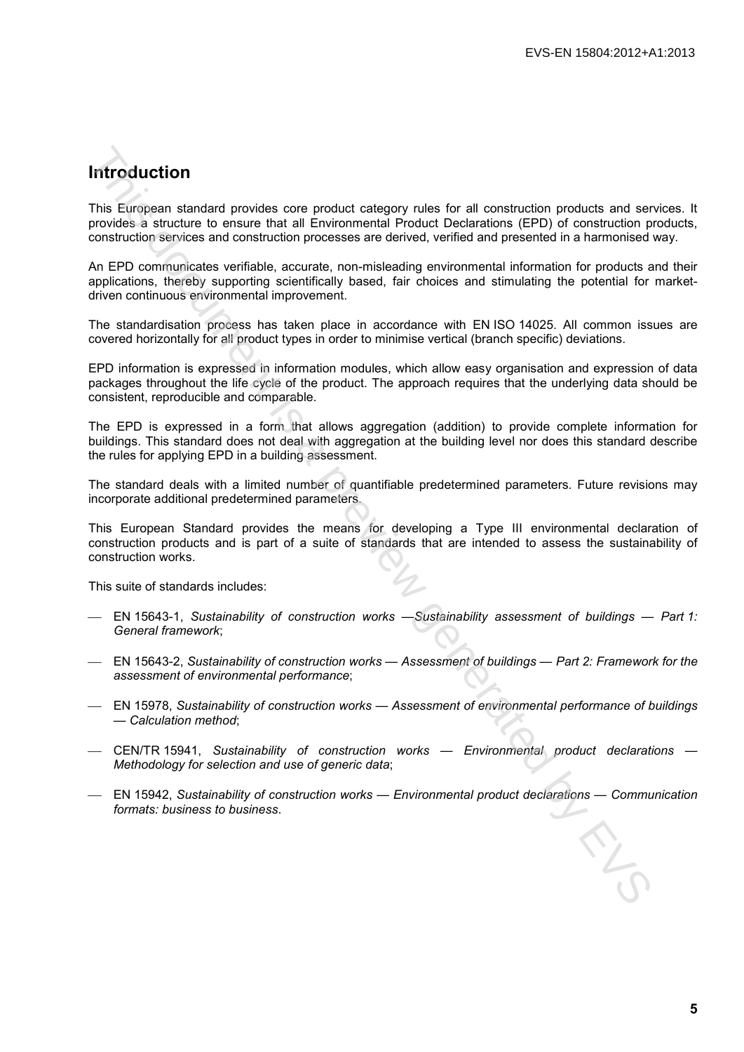# Introduction

This European standard provides core product category rules for all construction products and services. It provides a structure to ensure that all Environmental Product Declarations (EPD) of construction products, construction services and construction processes are derived, verified and presented in a harmonised way.

An EPD communicates verifiable, accurate, non-misleading environmental information for products and their applications, thereby supporting scientifically based, fair choices and stimulating the potential for market-driven continuous environmental improvement.

The standardisation process has taken place in accordance with EN ISO 14025. All common issues are covered horizontally for all product types in order to minimise vertical (branch specific) deviations.

EPD information is expressed in information modules, which allow easy organisation and expression of data packages throughout the life cycle of the product. The approach requires that the underlying data should be consistent, reproducible and comparable.

The EPD is expressed in a form that allows aggregation (addition) to provide complete information for buildings. This standard does not deal with aggregation at the building level nor does this standard describe the rules for applying EPD in a building assessment.

The standard deals with a limited number of quantifiable predetermined parameters. Future revisions may incorporate additional predetermined parameters.

This European Standard provides the means for developing a Type III environmental declaration of construction products and is part of a suite of standards that are intended to assess the sustainability of construction works.

This suite of standards includes:

- EN 15643-1, *Sustainability of construction works — Sustainability assessment of buildings — Part 1: General framework*;
- EN 15643-2, *Sustainability of construction works — Assessment of buildings — Part 2: Framework for the assessment of environmental performance*;
- EN 15978, *Sustainability of construction works — Assessment of environmental performance of buildings — Calculation method*;
- CEN/TR 15941, *Sustainability of construction works — Environmental product declarations — Methodology for selection and use of generic data*;
- EN 15942, *Sustainability of construction works — Environmental product declarations — Communication formats: business to business*.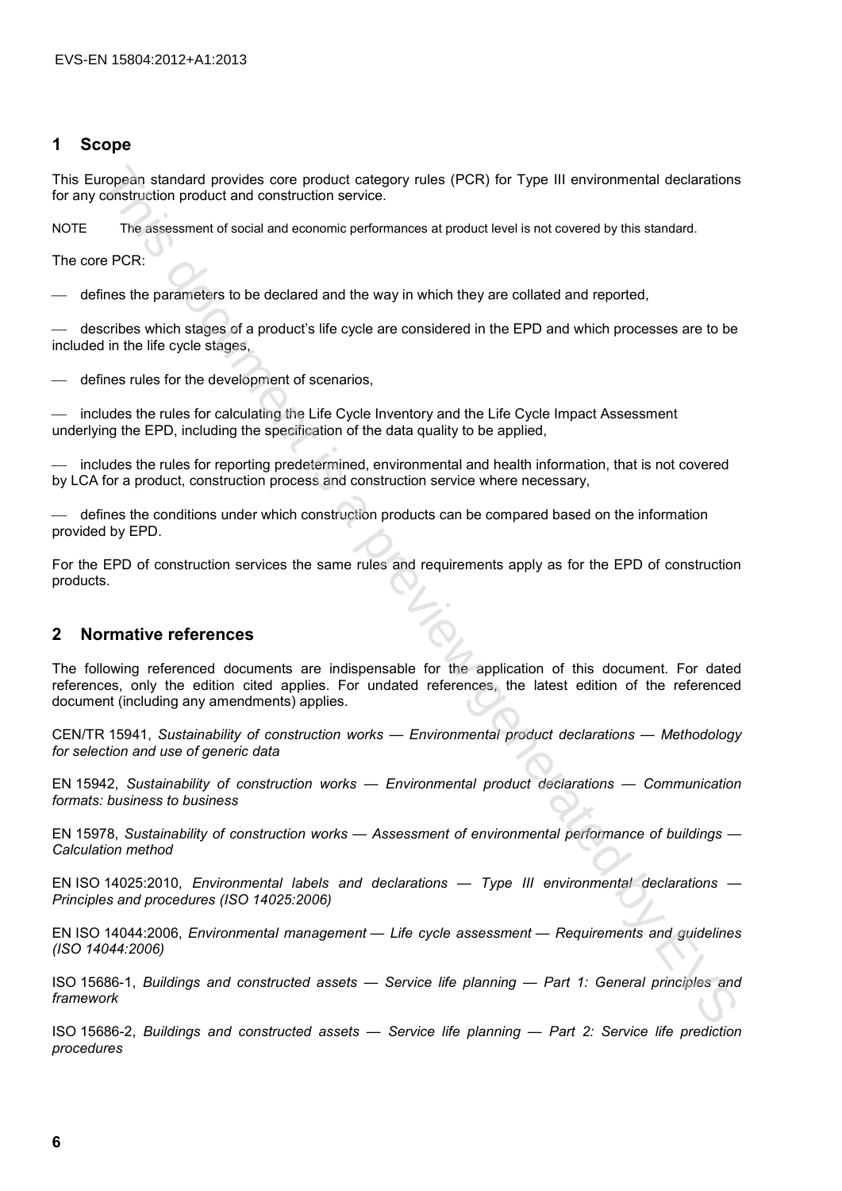## 1 Scope

This European standard provides core product category rules (PCR) for Type III environmental declarations for any construction product and construction service.

NOTE The assessment of social and economic performances at product level is not covered by this standard.

The core PCR:

— defines the parameters to be declared and the way in which they are collated and reported,

— describes which stages of a product's life cycle are considered in the EPD and which processes are to be included in the life cycle stages,

— defines rules for the development of scenarios,

— includes the rules for calculating the Life Cycle Inventory and the Life Cycle Impact Assessment underlying the EPD, including the specification of the data quality to be applied,

— includes the rules for reporting predetermined, environmental and health information, that is not covered by LCA for a product, construction process and construction service where necessary,

— defines the conditions under which construction products can be compared based on the information provided by EPD.

For the EPD of construction services the same rules and requirements apply as for the EPD of construction products.

## 2 Normative references

The following referenced documents are indispensable for the application of this document. For dated references, only the edition cited applies. For undated references, the latest edition of the referenced document (including any amendments) applies.

CEN/TR 15941, *Sustainability of construction works — Environmental product declarations — Methodology for selection and use of generic data*

EN 15942, *Sustainability of construction works — Environmental product declarations — Communication formats: business to business*

EN 15978, *Sustainability of construction works — Assessment of environmental performance of buildings — Calculation method*

EN ISO 14025:2010, *Environmental labels and declarations — Type III environmental declarations — Principles and procedures (ISO 14025:2006)*

EN ISO 14044:2006, *Environmental management — Life cycle assessment — Requirements and guidelines (ISO 14044:2006)*

ISO 15686-1, *Buildings and constructed assets — Service life planning — Part 1: General principles and framework*

ISO 15686-2, *Buildings and constructed assets — Service life planning — Part 2: Service life prediction procedures*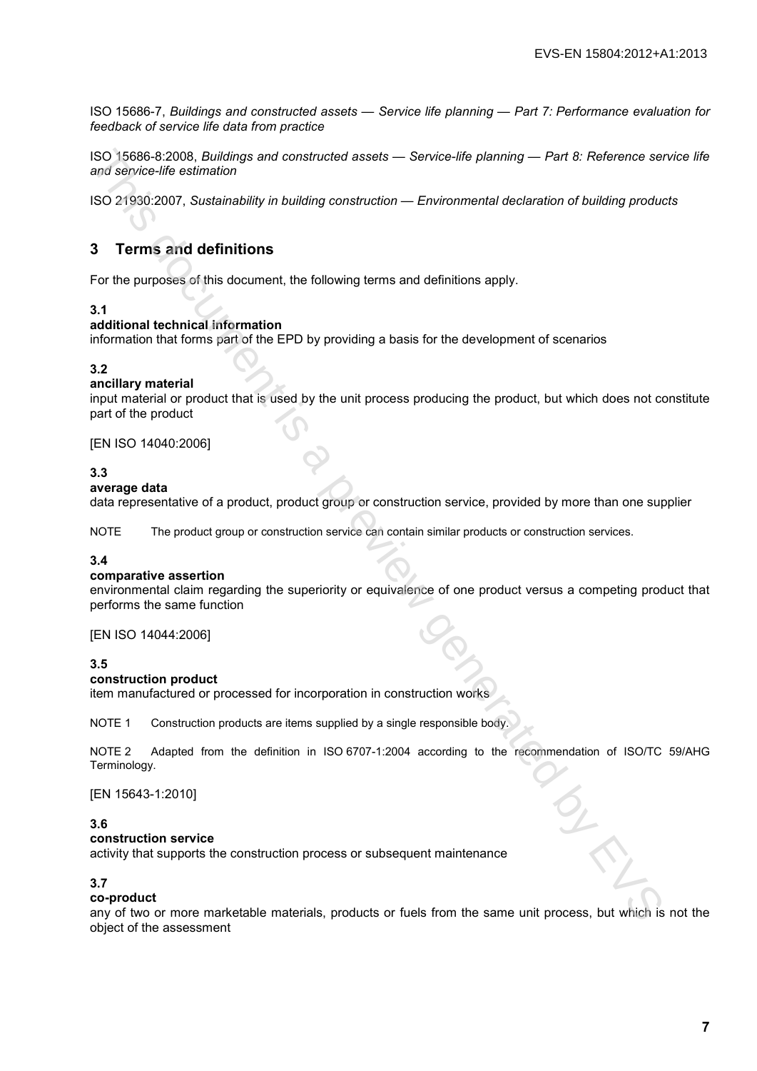ISO 15686-7, *Buildings and constructed assets — Service life planning — Part 7: Performance evaluation for feedback of service life data from practice*

ISO 15686-8:2008, *Buildings and constructed assets — Service-life planning — Part 8: Reference service life and service-life estimation*

ISO 21930:2007, *Sustainability in building construction — Environmental declaration of building products*

## 3 Terms and definitions

For the purposes of this document, the following terms and definitions apply.

**3.1**
**additional technical information**
information that forms part of the EPD by providing a basis for the development of scenarios

**3.2**
**ancillary material**
input material or product that is used by the unit process producing the product, but which does not constitute part of the product

[EN ISO 14040:2006]

**3.3**
**average data**
data representative of a product, product group or construction service, provided by more than one supplier

NOTE The product group or construction service can contain similar products or construction services.

**3.4**
**comparative assertion**
environmental claim regarding the superiority or equivalence of one product versus a competing product that performs the same function

[EN ISO 14044:2006]

**3.5**
**construction product**
item manufactured or processed for incorporation in construction works

NOTE 1 Construction products are items supplied by a single responsible body.

NOTE 2 Adapted from the definition in ISO 6707-1:2004 according to the recommendation of ISO/TC 59/AHG Terminology.

[EN 15643-1:2010]

**3.6**
**construction service**
activity that supports the construction process or subsequent maintenance

**3.7**
**co-product**
any of two or more marketable materials, products or fuels from the same unit process, but which is not the object of the assessment